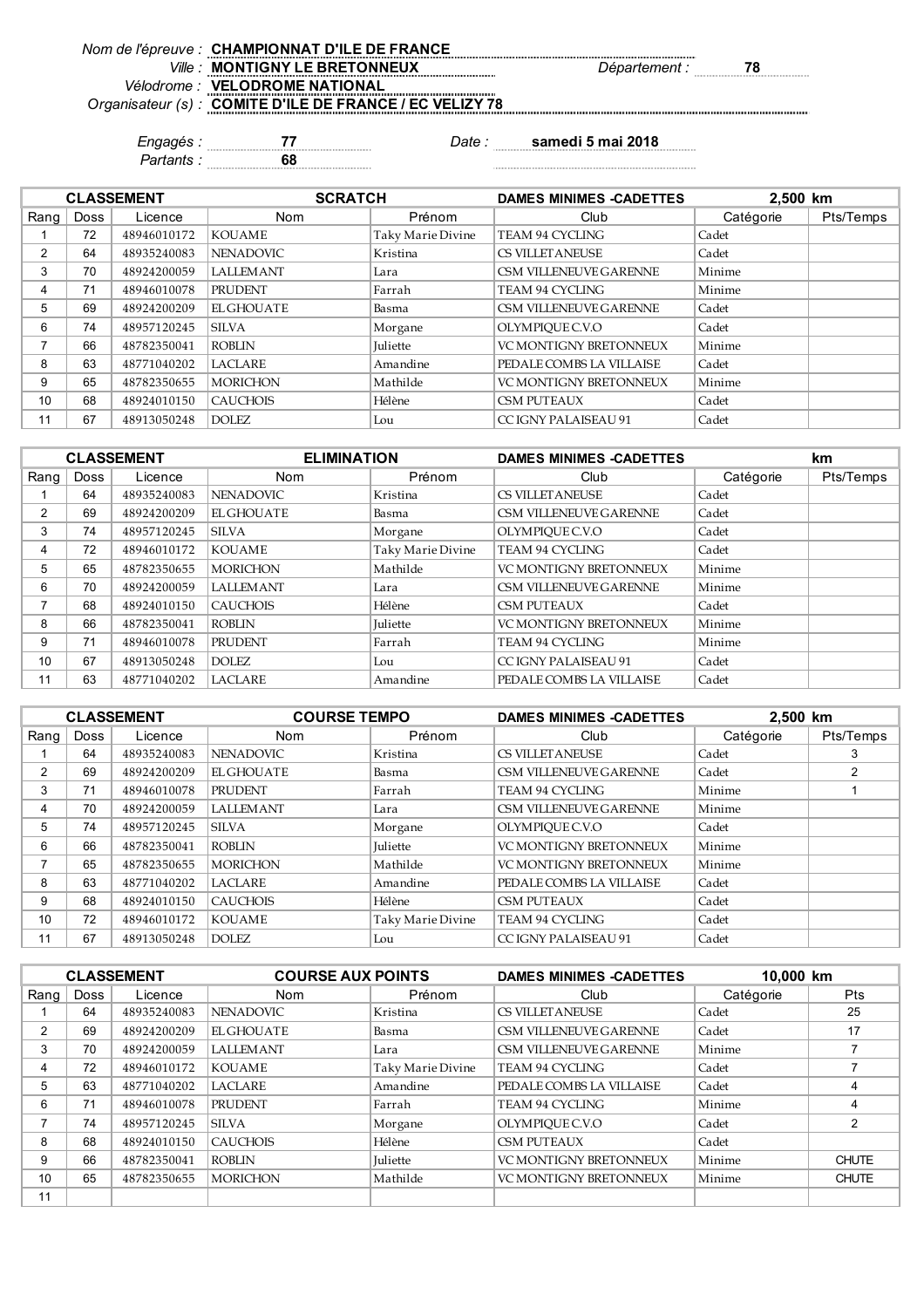*Nom de l'épreuve :* **CHAMPIONNAT D'ILE DE FRANCE**
*Ville :* **MONTIGNY LE BRETONNEUX** *Département :* **78**
*Vélodrome :* **VELODROME NATIONAL**
*Organisateur (s) :* **COMITE D'ILE DE FRANCE / EC VELIZY 78**

*Engagés :* **77** *Date :* **samedi 5 mai 2018**
*Partants :* **68**

| CLASSEMENT | | | SCRATCH | | DAMES MINIMES -CADETTES | 2,500 km | |
|---|---|---|---|---|---|---|---|
| Rang | Doss | Licence | Nom | Prénom | Club | Catégorie | Pts/Temps |
| 1 | 72 | 48946010172 | KOUAME | Taky Marie Divine | TEAM 94 CYCLING | Cadet | |
| 2 | 64 | 48935240083 | NENADOVIC | Kristina | CS VILLETANEUSE | Cadet | |
| 3 | 70 | 48924200059 | LALLEMANT | Lara | CSM VILLENEUVE GARENNE | Minime | |
| 4 | 71 | 48946010078 | PRUDENT | Farrah | TEAM 94 CYCLING | Minime | |
| 5 | 69 | 48924200209 | EL GHOUATE | Basma | CSM VILLENEUVE GARENNE | Cadet | |
| 6 | 74 | 48957120245 | SILVA | Morgane | OLYMPIQUE C.V.O | Cadet | |
| 7 | 66 | 48782350041 | ROBLIN | Juliette | VC MONTIGNY BRETONNEUX | Minime | |
| 8 | 63 | 48771040202 | LACLARE | Amandine | PEDALE COMBS LA VILLAISE | Cadet | |
| 9 | 65 | 48782350655 | MORICHON | Mathilde | VC MONTIGNY BRETONNEUX | Minime | |
| 10 | 68 | 48924010150 | CAUCHOIS | Hélène | CSM PUTEAUX | Cadet | |
| 11 | 67 | 48913050248 | DOLEZ | Lou | CC IGNY PALAISEAU 91 | Cadet | |

| CLASSEMENT | | | ELIMINATION | | DAMES MINIMES -CADETTES | km | |
|---|---|---|---|---|---|---|---|
| Rang | Doss | Licence | Nom | Prénom | Club | Catégorie | Pts/Temps |
| 1 | 64 | 48935240083 | NENADOVIC | Kristina | CS VILLETANEUSE | Cadet | |
| 2 | 69 | 48924200209 | EL GHOUATE | Basma | CSM VILLENEUVE GARENNE | Cadet | |
| 3 | 74 | 48957120245 | SILVA | Morgane | OLYMPIQUE C.V.O | Cadet | |
| 4 | 72 | 48946010172 | KOUAME | Taky Marie Divine | TEAM 94 CYCLING | Cadet | |
| 5 | 65 | 48782350655 | MORICHON | Mathilde | VC MONTIGNY BRETONNEUX | Minime | |
| 6 | 70 | 48924200059 | LALLEMANT | Lara | CSM VILLENEUVE GARENNE | Minime | |
| 7 | 68 | 48924010150 | CAUCHOIS | Hélène | CSM PUTEAUX | Cadet | |
| 8 | 66 | 48782350041 | ROBLIN | Juliette | VC MONTIGNY BRETONNEUX | Minime | |
| 9 | 71 | 48946010078 | PRUDENT | Farrah | TEAM 94 CYCLING | Minime | |
| 10 | 67 | 48913050248 | DOLEZ | Lou | CC IGNY PALAISEAU 91 | Cadet | |
| 11 | 63 | 48771040202 | LACLARE | Amandine | PEDALE COMBS LA VILLAISE | Cadet | |

| CLASSEMENT | | | COURSE TEMPO | | DAMES MINIMES -CADETTES | 2,500 km | |
|---|---|---|---|---|---|---|---|
| Rang | Doss | Licence | Nom | Prénom | Club | Catégorie | Pts/Temps |
| 1 | 64 | 48935240083 | NENADOVIC | Kristina | CS VILLETANEUSE | Cadet | 3 |
| 2 | 69 | 48924200209 | EL GHOUATE | Basma | CSM VILLENEUVE GARENNE | Cadet | 2 |
| 3 | 71 | 48946010078 | PRUDENT | Farrah | TEAM 94 CYCLING | Minime | 1 |
| 4 | 70 | 48924200059 | LALLEMANT | Lara | CSM VILLENEUVE GARENNE | Minime | |
| 5 | 74 | 48957120245 | SILVA | Morgane | OLYMPIQUE C.V.O | Cadet | |
| 6 | 66 | 48782350041 | ROBLIN | Juliette | VC MONTIGNY BRETONNEUX | Minime | |
| 7 | 65 | 48782350655 | MORICHON | Mathilde | VC MONTIGNY BRETONNEUX | Minime | |
| 8 | 63 | 48771040202 | LACLARE | Amandine | PEDALE COMBS LA VILLAISE | Cadet | |
| 9 | 68 | 48924010150 | CAUCHOIS | Hélène | CSM PUTEAUX | Cadet | |
| 10 | 72 | 48946010172 | KOUAME | Taky Marie Divine | TEAM 94 CYCLING | Cadet | |
| 11 | 67 | 48913050248 | DOLEZ | Lou | CC IGNY PALAISEAU 91 | Cadet | |

| CLASSEMENT | | | COURSE AUX POINTS | | DAMES MINIMES -CADETTES | 10,000 km | |
|---|---|---|---|---|---|---|---|
| Rang | Doss | Licence | Nom | Prénom | Club | Catégorie | Pts |
| 1 | 64 | 48935240083 | NENADOVIC | Kristina | CS VILLETANEUSE | Cadet | 25 |
| 2 | 69 | 48924200209 | EL GHOUATE | Basma | CSM VILLENEUVE GARENNE | Cadet | 17 |
| 3 | 70 | 48924200059 | LALLEMANT | Lara | CSM VILLENEUVE GARENNE | Minime | 7 |
| 4 | 72 | 48946010172 | KOUAME | Taky Marie Divine | TEAM 94 CYCLING | Cadet | 7 |
| 5 | 63 | 48771040202 | LACLARE | Amandine | PEDALE COMBS LA VILLAISE | Cadet | 4 |
| 6 | 71 | 48946010078 | PRUDENT | Farrah | TEAM 94 CYCLING | Minime | 4 |
| 7 | 74 | 48957120245 | SILVA | Morgane | OLYMPIQUE C.V.O | Cadet | 2 |
| 8 | 68 | 48924010150 | CAUCHOIS | Hélène | CSM PUTEAUX | Cadet | |
| 9 | 66 | 48782350041 | ROBLIN | Juliette | VC MONTIGNY BRETONNEUX | Minime | CHUTE |
| 10 | 65 | 48782350655 | MORICHON | Mathilde | VC MONTIGNY BRETONNEUX | Minime | CHUTE |
| 11 | | | | | | | |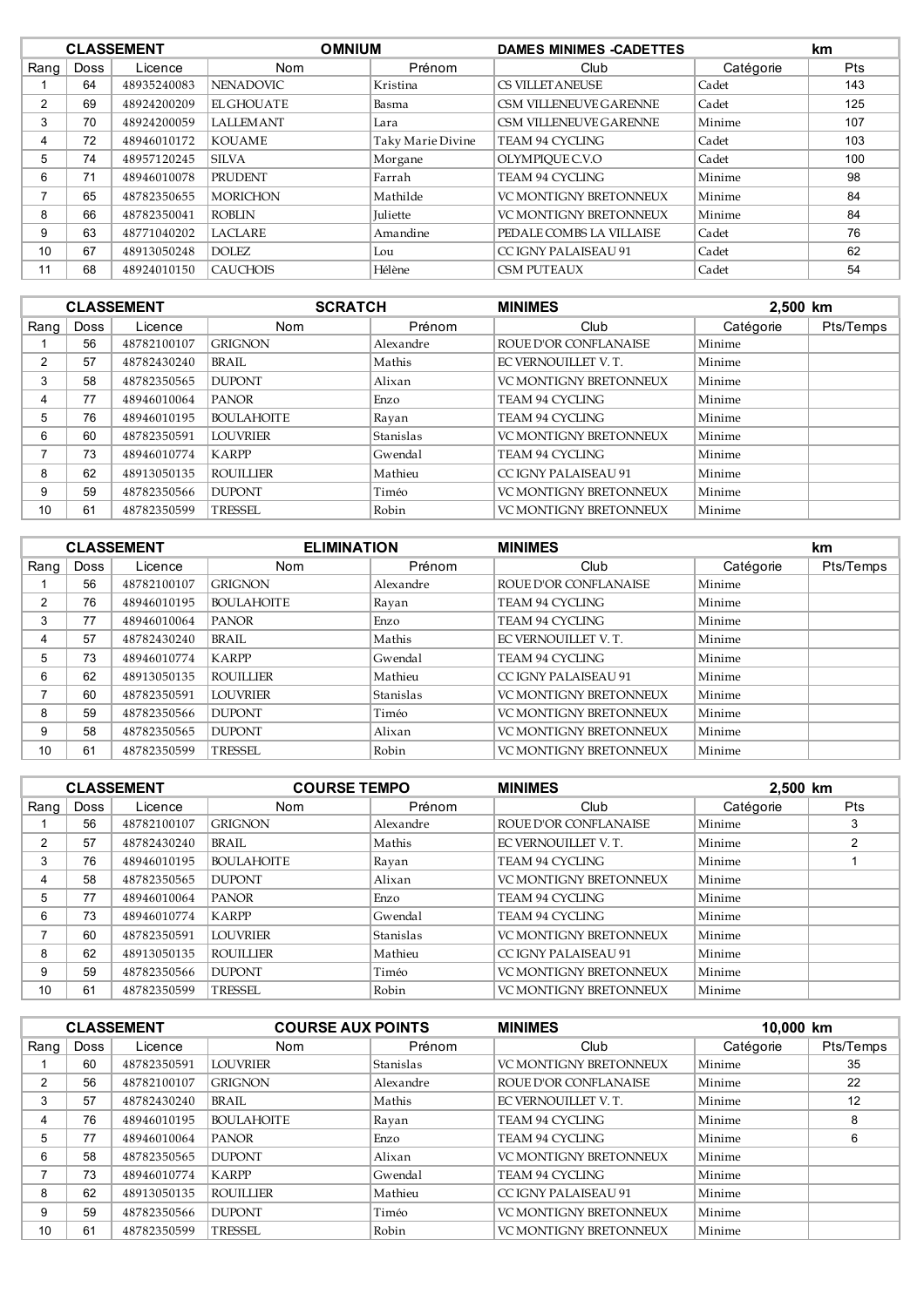| CLASSEMENT | | | OMNIUM | | DAMES MINIMES -CADETTES | | km |
|---|---|---|---|---|---|---|---|
| Rang | Doss | Licence | Nom | Prénom | Club | Catégorie | Pts |
| 1 | 64 | 48935240083 | NENADOVIC | Kristina | CS VILLETANEUSE | Cadet | 143 |
| 2 | 69 | 48924200209 | EL GHOUATE | Basma | CSM VILLENEUVE GARENNE | Cadet | 125 |
| 3 | 70 | 48924200059 | LALLEMANT | Lara | CSM VILLENEUVE GARENNE | Minime | 107 |
| 4 | 72 | 48946010172 | KOUAME | Taky Marie Divine | TEAM 94 CYCLING | Cadet | 103 |
| 5 | 74 | 48957120245 | SILVA | Morgane | OLYMPIQUE C.V.O | Cadet | 100 |
| 6 | 71 | 48946010078 | PRUDENT | Farrah | TEAM 94 CYCLING | Minime | 98 |
| 7 | 65 | 48782350655 | MORICHON | Mathilde | VC MONTIGNY BRETONNEUX | Minime | 84 |
| 8 | 66 | 48782350041 | ROBLIN | Juliette | VC MONTIGNY BRETONNEUX | Minime | 84 |
| 9 | 63 | 48771040202 | LACLARE | Amandine | PEDALE COMBS LA VILLAISE | Cadet | 76 |
| 10 | 67 | 48913050248 | DOLEZ | Lou | CC IGNY PALAISEAU 91 | Cadet | 62 |
| 11 | 68 | 48924010150 | CAUCHOIS | Hélène | CSM PUTEAUX | Cadet | 54 |

| CLASSEMENT | | | SCRATCH | | MINIMES | | 2,500 km |
|---|---|---|---|---|---|---|---|
| Rang | Doss | Licence | Nom | Prénom | Club | Catégorie | Pts/Temps |
| 1 | 56 | 487782100107 | GRIGNON | Alexandre | ROUE D'OR CONFLANAISE | Minime | |
| 2 | 57 | 487782430240 | BRAIL | Mathis | EC VERNOUILLET V. T. | Minime | |
| 3 | 58 | 487782350565 | DUPONT | Alixan | VC MONTIGNY BRETONNEUX | Minime | |
| 4 | 77 | 48946010064 | PANOR | Enzo | TEAM 94 CYCLING | Minime | |
| 5 | 76 | 48946010195 | BOULAHOITE | Rayan | TEAM 94 CYCLING | Minime | |
| 6 | 60 | 487782350591 | LOUVRIER | Stanislas | VC MONTIGNY BRETONNEUX | Minime | |
| 7 | 73 | 48946010774 | KARPP | Gwendal | TEAM 94 CYCLING | Minime | |
| 8 | 62 | 48913050135 | ROUILLIER | Mathieu | CC IGNY PALAISEAU 91 | Minime | |
| 9 | 59 | 487782350566 | DUPONT | Timéo | VC MONTIGNY BRETONNEUX | Minime | |
| 10 | 61 | 487782350599 | TRESSEL | Robin | VC MONTIGNY BRETONNEUX | Minime | |

| CLASSEMENT | | | ELIMINATION | | MINIMES | | km |
|---|---|---|---|---|---|---|---|
| Rang | Doss | Licence | Nom | Prénom | Club | Catégorie | Pts/Temps |
| 1 | 56 | 487782100107 | GRIGNON | Alexandre | ROUE D'OR CONFLANAISE | Minime | |
| 2 | 76 | 48946010195 | BOULAHOITE | Rayan | TEAM 94 CYCLING | Minime | |
| 3 | 77 | 48946010064 | PANOR | Enzo | TEAM 94 CYCLING | Minime | |
| 4 | 57 | 487782430240 | BRAIL | Mathis | EC VERNOUILLET V. T. | Minime | |
| 5 | 73 | 48946010774 | KARPP | Gwendal | TEAM 94 CYCLING | Minime | |
| 6 | 62 | 48913050135 | ROUILLIER | Mathieu | CC IGNY PALAISEAU 91 | Minime | |
| 7 | 60 | 487782350591 | LOUVRIER | Stanislas | VC MONTIGNY BRETONNEUX | Minime | |
| 8 | 59 | 487782350566 | DUPONT | Timéo | VC MONTIGNY BRETONNEUX | Minime | |
| 9 | 58 | 487782350565 | DUPONT | Alixan | VC MONTIGNY BRETONNEUX | Minime | |
| 10 | 61 | 487782350599 | TRESSEL | Robin | VC MONTIGNY BRETONNEUX | Minime | |

| CLASSEMENT | | | COURSE TEMPO | | MINIMES | | 2,500 km |
|---|---|---|---|---|---|---|---|
| Rang | Doss | Licence | Nom | Prénom | Club | Catégorie | Pts |
| 1 | 56 | 487782100107 | GRIGNON | Alexandre | ROUE D'OR CONFLANAISE | Minime | 3 |
| 2 | 57 | 487782430240 | BRAIL | Mathis | EC VERNOUILLET V. T. | Minime | 2 |
| 3 | 76 | 48946010195 | BOULAHOITE | Rayan | TEAM 94 CYCLING | Minime | 1 |
| 4 | 58 | 487782350565 | DUPONT | Alixan | VC MONTIGNY BRETONNEUX | Minime | |
| 5 | 77 | 48946010064 | PANOR | Enzo | TEAM 94 CYCLING | Minime | |
| 6 | 73 | 48946010774 | KARPP | Gwendal | TEAM 94 CYCLING | Minime | |
| 7 | 60 | 487782350591 | LOUVRIER | Stanislas | VC MONTIGNY BRETONNEUX | Minime | |
| 8 | 62 | 48913050135 | ROUILLIER | Mathieu | CC IGNY PALAISEAU 91 | Minime | |
| 9 | 59 | 487782350566 | DUPONT | Timéo | VC MONTIGNY BRETONNEUX | Minime | |
| 10 | 61 | 487782350599 | TRESSEL | Robin | VC MONTIGNY BRETONNEUX | Minime | |

| CLASSEMENT | | | COURSE AUX POINTS | | MINIMES | | 10,000 km |
|---|---|---|---|---|---|---|---|
| Rang | Doss | Licence | Nom | Prénom | Club | Catégorie | Pts/Temps |
| 1 | 60 | 487782350591 | LOUVRIER | Stanislas | VC MONTIGNY BRETONNEUX | Minime | 35 |
| 2 | 56 | 487782100107 | GRIGNON | Alexandre | ROUE D'OR CONFLANAISE | Minime | 22 |
| 3 | 57 | 487782430240 | BRAIL | Mathis | EC VERNOUILLET V. T. | Minime | 12 |
| 4 | 76 | 48946010195 | BOULAHOITE | Rayan | TEAM 94 CYCLING | Minime | 8 |
| 5 | 77 | 48946010064 | PANOR | Enzo | TEAM 94 CYCLING | Minime | 6 |
| 6 | 58 | 487782350565 | DUPONT | Alixan | VC MONTIGNY BRETONNEUX | Minime | |
| 7 | 73 | 48946010774 | KARPP | Gwendal | TEAM 94 CYCLING | Minime | |
| 8 | 62 | 48913050135 | ROUILLIER | Mathieu | CC IGNY PALAISEAU 91 | Minime | |
| 9 | 59 | 487782350566 | DUPONT | Timéo | VC MONTIGNY BRETONNEUX | Minime | |
| 10 | 61 | 487782350599 | TRESSEL | Robin | VC MONTIGNY BRETONNEUX | Minime | |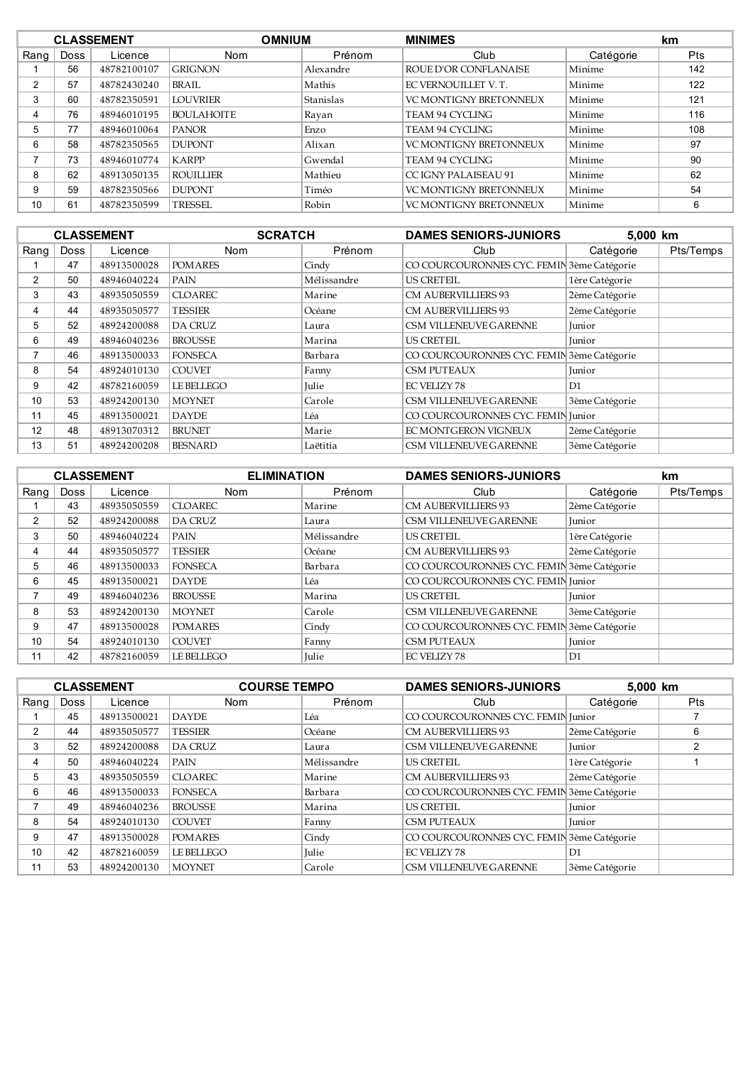| CLASSEMENT | | | OMNIUM | | MINIMES | | km |
|---|---|---|---|---|---|---|---|
| Rang | Doss | Licence | Nom | Prénom | Club | Catégorie | Pts |
| 1 | 56 | 48782100107 | GRIGNON | Alexandre | ROUE D'OR CONFLANAISE | Minime | 142 |
| 2 | 57 | 48782430240 | BRAIL | Mathis | EC VERNOUILLET V. T. | Minime | 122 |
| 3 | 60 | 48782350591 | LOUVRIER | Stanislas | VC MONTIGNY BRETONNEUX | Minime | 121 |
| 4 | 76 | 48946010195 | BOULAHOITE | Rayan | TEAM 94 CYCLING | Minime | 116 |
| 5 | 77 | 48946010064 | PANOR | Enzo | TEAM 94 CYCLING | Minime | 108 |
| 6 | 58 | 48782350565 | DUPONT | Alixan | VC MONTIGNY BRETONNEUX | Minime | 97 |
| 7 | 73 | 48946010774 | KARPP | Gwendal | TEAM 94 CYCLING | Minime | 90 |
| 8 | 62 | 48913050135 | ROUILLIER | Mathieu | CC IGNY PALAISEAU 91 | Minime | 62 |
| 9 | 59 | 48782350566 | DUPONT | Timéo | VC MONTIGNY BRETONNEUX | Minime | 54 |
| 10 | 61 | 48782350599 | TRESSEL | Robin | VC MONTIGNY BRETONNEUX | Minime | 6 |

| CLASSEMENT | | | SCRATCH | | DAMES SENIORS-JUNIORS | 5,000 km | |
|---|---|---|---|---|---|---|---|
| Rang | Doss | Licence | Nom | Prénom | Club | Catégorie | Pts/Temps |
| 1 | 47 | 48913500028 | POMARES | Cindy | CO COURCOURONNES CYC. FEMIN | 3ème Catégorie | |
| 2 | 50 | 48946040224 | PAIN | Mélissandre | US CRETEIL | 1ère Catégorie | |
| 3 | 43 | 48935050559 | CLOAREC | Marine | CM AUBERVILLIERS 93 | 2ème Catégorie | |
| 4 | 44 | 48935050577 | TESSIER | Océane | CM AUBERVILLIERS 93 | 2ème Catégorie | |
| 5 | 52 | 48924200088 | DA CRUZ | Laura | CSM VILLENEUVE GARENNE | Junior | |
| 6 | 49 | 48946040236 | BROUSSE | Marina | US CRETEIL | Junior | |
| 7 | 46 | 48913500033 | FONSECA | Barbara | CO COURCOURONNES CYC. FEMIN | 3ème Catégorie | |
| 8 | 54 | 48924010130 | COUVET | Fanny | CSM PUTEAUX | Junior | |
| 9 | 42 | 48782160059 | LE BELLEGO | Julie | EC VELIZY 78 | D1 | |
| 10 | 53 | 48924200130 | MOYNET | Carole | CSM VILLENEUVE GARENNE | 3ème Catégorie | |
| 11 | 45 | 48913500021 | DAYDE | Léa | CO COURCOURONNES CYC. FEMIN | Junior | |
| 12 | 48 | 48913070312 | BRUNET | Marie | EC MONTGERON VIGNEUX | 2ème Catégorie | |
| 13 | 51 | 48924200208 | BESNARD | Laëtitia | CSM VILLENEUVE GARENNE | 3ème Catégorie | |

| CLASSEMENT | | | ELIMINATION | | DAMES SENIORS-JUNIORS | | km |
|---|---|---|---|---|---|---|---|
| Rang | Doss | Licence | Nom | Prénom | Club | Catégorie | Pts/Temps |
| 1 | 43 | 48935050559 | CLOAREC | Marine | CM AUBERVILLIERS 93 | 2ème Catégorie | |
| 2 | 52 | 48924200088 | DA CRUZ | Laura | CSM VILLENEUVE GARENNE | Junior | |
| 3 | 50 | 48946040224 | PAIN | Mélissandre | US CRETEIL | 1ère Catégorie | |
| 4 | 44 | 48935050577 | TESSIER | Océane | CM AUBERVILLIERS 93 | 2ème Catégorie | |
| 5 | 46 | 48913500033 | FONSECA | Barbara | CO COURCOURONNES CYC. FEMIN | 3ème Catégorie | |
| 6 | 45 | 48913500021 | DAYDE | Léa | CO COURCOURONNES CYC. FEMIN | Junior | |
| 7 | 49 | 48946040236 | BROUSSE | Marina | US CRETEIL | Junior | |
| 8 | 53 | 48924200130 | MOYNET | Carole | CSM VILLENEUVE GARENNE | 3ème Catégorie | |
| 9 | 47 | 48913500028 | POMARES | Cindy | CO COURCOURONNES CYC. FEMIN | 3ème Catégorie | |
| 10 | 54 | 48924010130 | COUVET | Fanny | CSM PUTEAUX | Junior | |
| 11 | 42 | 48782160059 | LE BELLEGO | Julie | EC VELIZY 78 | D1 | |

| CLASSEMENT | | | COURSE TEMPO | | DAMES SENIORS-JUNIORS | 5,000 km | |
|---|---|---|---|---|---|---|---|
| Rang | Doss | Licence | Nom | Prénom | Club | Catégorie | Pts |
| 1 | 45 | 48913500021 | DAYDE | Léa | CO COURCOURONNES CYC. FEMIN | Junior | 7 |
| 2 | 44 | 48935050577 | TESSIER | Océane | CM AUBERVILLIERS 93 | 2ème Catégorie | 6 |
| 3 | 52 | 48924200088 | DA CRUZ | Laura | CSM VILLENEUVE GARENNE | Junior | 2 |
| 4 | 50 | 48946040224 | PAIN | Mélissandre | US CRETEIL | 1ère Catégorie | 1 |
| 5 | 43 | 48935050559 | CLOAREC | Marine | CM AUBERVILLIERS 93 | 2ème Catégorie | |
| 6 | 46 | 48913500033 | FONSECA | Barbara | CO COURCOURONNES CYC. FEMIN | 3ème Catégorie | |
| 7 | 49 | 48946040236 | BROUSSE | Marina | US CRETEIL | Junior | |
| 8 | 54 | 48924010130 | COUVET | Fanny | CSM PUTEAUX | Junior | |
| 9 | 47 | 48913500028 | POMARES | Cindy | CO COURCOURONNES CYC. FEMIN | 3ème Catégorie | |
| 10 | 42 | 48782160059 | LE BELLEGO | Julie | EC VELIZY 78 | D1 | |
| 11 | 53 | 48924200130 | MOYNET | Carole | CSM VILLENEUVE GARENNE | 3ème Catégorie | |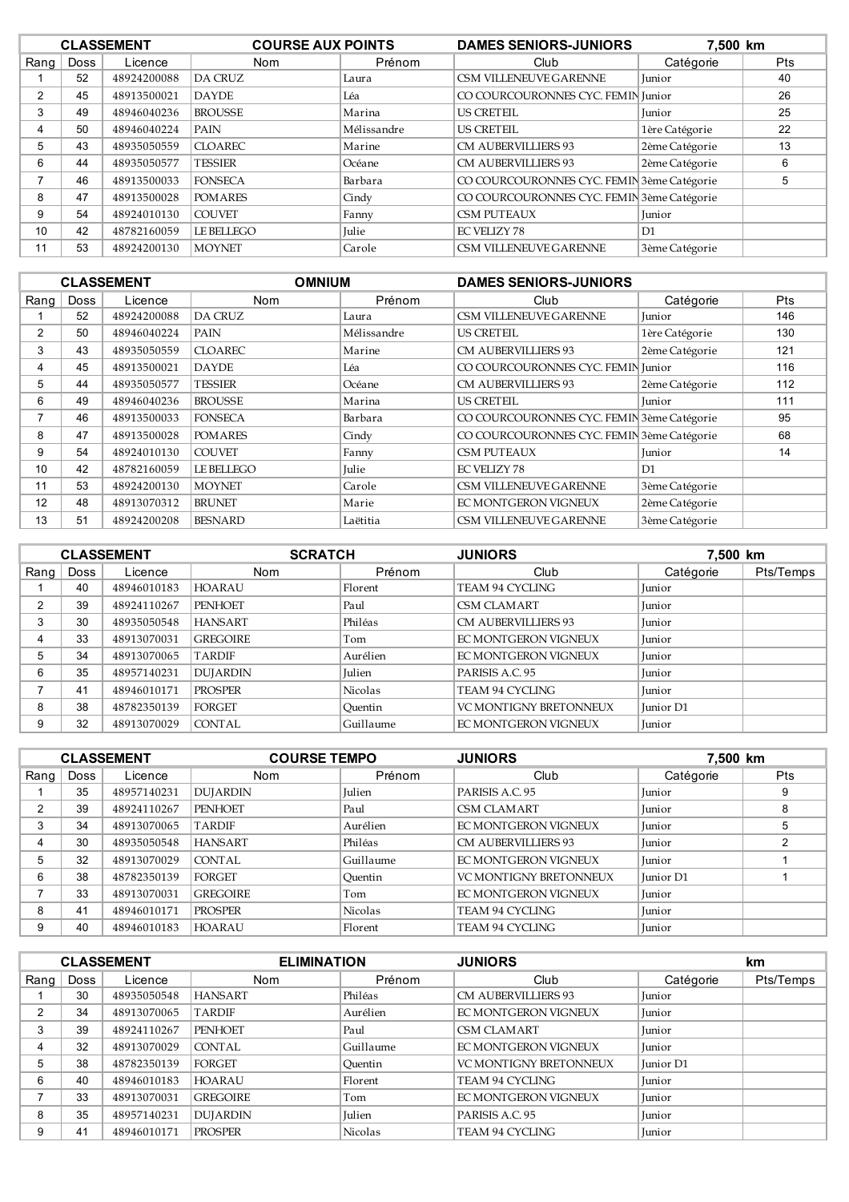| CLASSEMENT | | | COURSE AUX POINTS | | DAMES SENIORS-JUNIORS | 7,500 km | |
|---|---|---|---|---|---|---|---|
| Rang | Doss | Licence | Nom | Prénom | Club | Catégorie | Pts |
| 1 | 52 | 48924200088 | DA CRUZ | Laura | CSM VILLENEUVE GARENNE | Junior | 40 |
| 2 | 45 | 48913500021 | DAYDE | Léa | CO COURCOURONNES CYC. FEMIN | Junior | 26 |
| 3 | 49 | 48946040236 | BROUSSE | Marina | US CRETEIL | Junior | 25 |
| 4 | 50 | 48946040224 | PAIN | Mélissandre | US CRETEIL | 1ère Catégorie | 22 |
| 5 | 43 | 48935050559 | CLOAREC | Marine | CM AUBERVILLIERS 93 | 2ème Catégorie | 13 |
| 6 | 44 | 48935050577 | TESSIER | Océane | CM AUBERVILLIERS 93 | 2ème Catégorie | 6 |
| 7 | 46 | 48913500033 | FONSECA | Barbara | CO COURCOURONNES CYC. FEMIN | 3ème Catégorie | 5 |
| 8 | 47 | 48913500028 | POMARES | Cindy | CO COURCOURONNES CYC. FEMIN | 3ème Catégorie | |
| 9 | 54 | 48924010130 | COUVET | Fanny | CSM PUTEAUX | Junior | |
| 10 | 42 | 47782160059 | LE BELLEGO | Julie | EC VELIZY 78 | D1 | |
| 11 | 53 | 48924200130 | MOYNET | Carole | CSM VILLENEUVE GARENNE | 3ème Catégorie | |

| CLASSEMENT | | | OMNIUM | | DAMES SENIORS-JUNIORS | | |
|---|---|---|---|---|---|---|---|
| Rang | Doss | Licence | Nom | Prénom | Club | Catégorie | Pts |
| 1 | 52 | 48924200088 | DA CRUZ | Laura | CSM VILLENEUVE GARENNE | Junior | 146 |
| 2 | 50 | 48946040224 | PAIN | Mélissandre | US CRETEIL | 1ère Catégorie | 130 |
| 3 | 43 | 48935050559 | CLOAREC | Marine | CM AUBERVILLIERS 93 | 2ème Catégorie | 121 |
| 4 | 45 | 48913500021 | DAYDE | Léa | CO COURCOURONNES CYC. FEMIN | Junior | 116 |
| 5 | 44 | 48935050577 | TESSIER | Océane | CM AUBERVILLIERS 93 | 2ème Catégorie | 112 |
| 6 | 49 | 48946040236 | BROUSSE | Marina | US CRETEIL | Junior | 111 |
| 7 | 46 | 48913500033 | FONSECA | Barbara | CO COURCOURONNES CYC. FEMIN | 3ème Catégorie | 95 |
| 8 | 47 | 48913500028 | POMARES | Cindy | CO COURCOURONNES CYC. FEMIN | 3ème Catégorie | 68 |
| 9 | 54 | 48924010130 | COUVET | Fanny | CSM PUTEAUX | Junior | 14 |
| 10 | 42 | 47782160059 | LE BELLEGO | Julie | EC VELIZY 78 | D1 | |
| 11 | 53 | 48924200130 | MOYNET | Carole | CSM VILLENEUVE GARENNE | 3ème Catégorie | |
| 12 | 48 | 48913070312 | BRUNET | Marie | EC MONTGERON VIGNEUX | 2ème Catégorie | |
| 13 | 51 | 48924200208 | BESNARD | Laëtitia | CSM VILLENEUVE GARENNE | 3ème Catégorie | |

| CLASSEMENT | | | SCRATCH | | JUNIORS | 7,500 km | |
|---|---|---|---|---|---|---|---|
| Rang | Doss | Licence | Nom | Prénom | Club | Catégorie | Pts/Temps |
| 1 | 40 | 48946010183 | HOARAU | Florent | TEAM 94 CYCLING | Junior | |
| 2 | 39 | 48924110267 | PENHOET | Paul | CSM CLAMART | Junior | |
| 3 | 30 | 48935050548 | HANSART | Philéas | CM AUBERVILLIERS 93 | Junior | |
| 4 | 33 | 48913070031 | GREGOIRE | Tom | EC MONTGERON VIGNEUX | Junior | |
| 5 | 34 | 48913070065 | TARDIF | Aurélien | EC MONTGERON VIGNEUX | Junior | |
| 6 | 35 | 48957140231 | DUJARDIN | Julien | PARISIS A.C. 95 | Junior | |
| 7 | 41 | 48946010171 | PROSPER | Nicolas | TEAM 94 CYCLING | Junior | |
| 8 | 38 | 47782350139 | FORGET | Quentin | VC MONTIGNY BRETONNEUX | Junior D1 | |
| 9 | 32 | 48913070029 | CONTAL | Guillaume | EC MONTGERON VIGNEUX | Junior | |

| CLASSEMENT | | | COURSE TEMPO | | JUNIORS | 7,500 km | |
|---|---|---|---|---|---|---|---|
| Rang | Doss | Licence | Nom | Prénom | Club | Catégorie | Pts |
| 1 | 35 | 48957140231 | DUJARDIN | Julien | PARISIS A.C. 95 | Junior | 9 |
| 2 | 39 | 48924110267 | PENHOET | Paul | CSM CLAMART | Junior | 8 |
| 3 | 34 | 48913070065 | TARDIF | Aurélien | EC MONTGERON VIGNEUX | Junior | 5 |
| 4 | 30 | 48935050548 | HANSART | Philéas | CM AUBERVILLIERS 93 | Junior | 2 |
| 5 | 32 | 48913070029 | CONTAL | Guillaume | EC MONTGERON VIGNEUX | Junior | 1 |
| 6 | 38 | 47782350139 | FORGET | Quentin | VC MONTIGNY BRETONNEUX | Junior D1 | 1 |
| 7 | 33 | 48913070031 | GREGOIRE | Tom | EC MONTGERON VIGNEUX | Junior | |
| 8 | 41 | 48946010171 | PROSPER | Nicolas | TEAM 94 CYCLING | Junior | |
| 9 | 40 | 48946010183 | HOARAU | Florent | TEAM 94 CYCLING | Junior | |

| CLASSEMENT | | | ELIMINATION | | JUNIORS | km | |
|---|---|---|---|---|---|---|---|
| Rang | Doss | Licence | Nom | Prénom | Club | Catégorie | Pts/Temps |
| 1 | 30 | 48935050548 | HANSART | Philéas | CM AUBERVILLIERS 93 | Junior | |
| 2 | 34 | 48913070065 | TARDIF | Aurélien | EC MONTGERON VIGNEUX | Junior | |
| 3 | 39 | 48924110267 | PENHOET | Paul | CSM CLAMART | Junior | |
| 4 | 32 | 48913070029 | CONTAL | Guillaume | EC MONTGERON VIGNEUX | Junior | |
| 5 | 38 | 47782350139 | FORGET | Quentin | VC MONTIGNY BRETONNEUX | Junior D1 | |
| 6 | 40 | 48946010183 | HOARAU | Florent | TEAM 94 CYCLING | Junior | |
| 7 | 33 | 48913070031 | GREGOIRE | Tom | EC MONTGERON VIGNEUX | Junior | |
| 8 | 35 | 48957140231 | DUJARDIN | Julien | PARISIS A.C. 95 | Junior | |
| 9 | 41 | 48946010171 | PROSPER | Nicolas | TEAM 94 CYCLING | Junior | |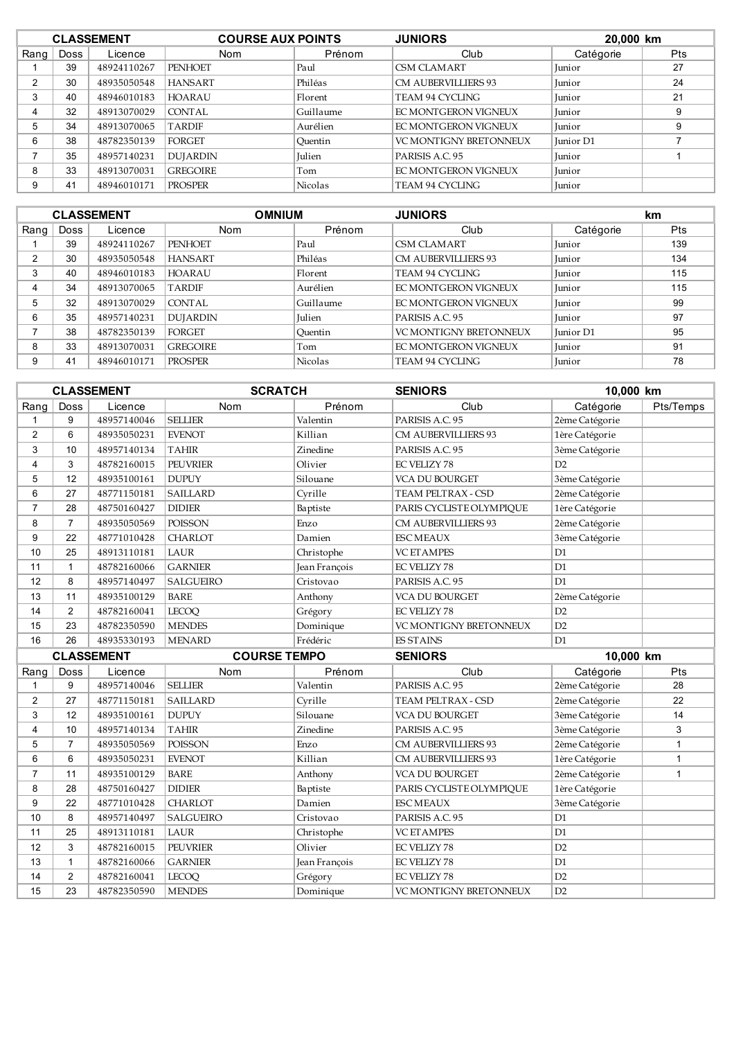| CLASSEMENT | | | COURSE AUX POINTS | | JUNIORS | 20,000 km | |
|---|---|---|---|---|---|---|---|
| Rang | Doss | Licence | Nom | Prénom | Club | Catégorie | Pts |
| 1 | 39 | 48924110267 | PENHOET | Paul | CSM CLAMART | Junior | 27 |
| 2 | 30 | 48935050548 | HANSART | Philéas | CM AUBERVILLIERS 93 | Junior | 24 |
| 3 | 40 | 48946010183 | HOARAU | Florent | TEAM 94 CYCLING | Junior | 21 |
| 4 | 32 | 48913070029 | CONTAL | Guillaume | EC MONTGERON VIGNEUX | Junior | 9 |
| 5 | 34 | 48913070065 | TARDIF | Aurélien | EC MONTGERON VIGNEUX | Junior | 9 |
| 6 | 38 | 48782350139 | FORGET | Quentin | VC MONTIGNY BRETONNEUX | Junior D1 | 7 |
| 7 | 35 | 48957140231 | DUJARDIN | Julien | PARISIS A.C. 95 | Junior | 1 |
| 8 | 33 | 48913070031 | GREGOIRE | Tom | EC MONTGERON VIGNEUX | Junior | |
| 9 | 41 | 48946010171 | PROSPER | Nicolas | TEAM 94 CYCLING | Junior | |

| CLASSEMENT | | | OMNIUM | | JUNIORS | | km |
|---|---|---|---|---|---|---|---|
| Rang | Doss | Licence | Nom | Prénom | Club | Catégorie | Pts |
| 1 | 39 | 48924110267 | PENHOET | Paul | CSM CLAMART | Junior | 139 |
| 2 | 30 | 48935050548 | HANSART | Philéas | CM AUBERVILLIERS 93 | Junior | 134 |
| 3 | 40 | 48946010183 | HOARAU | Florent | TEAM 94 CYCLING | Junior | 115 |
| 4 | 34 | 48913070065 | TARDIF | Aurélien | EC MONTGERON VIGNEUX | Junior | 115 |
| 5 | 32 | 48913070029 | CONTAL | Guillaume | EC MONTGERON VIGNEUX | Junior | 99 |
| 6 | 35 | 48957140231 | DUJARDIN | Julien | PARISIS A.C. 95 | Junior | 97 |
| 7 | 38 | 48782350139 | FORGET | Quentin | VC MONTIGNY BRETONNEUX | Junior D1 | 95 |
| 8 | 33 | 48913070031 | GREGOIRE | Tom | EC MONTGERON VIGNEUX | Junior | 91 |
| 9 | 41 | 48946010171 | PROSPER | Nicolas | TEAM 94 CYCLING | Junior | 78 |

| CLASSEMENT | | | SCRATCH | | SENIORS | 10,000 km | |
|---|---|---|---|---|---|---|---|
| Rang | Doss | Licence | Nom | Prénom | Club | Catégorie | Pts/Temps |
| 1 | 9 | 48957140046 | SELLIER | Valentin | PARISIS A.C. 95 | 2ème Catégorie | |
| 2 | 6 | 48935050231 | EVENOT | Killian | CM AUBERVILLIERS 93 | 1ère Catégorie | |
| 3 | 10 | 48957140134 | TAHIR | Zinedine | PARISIS A.C. 95 | 3ème Catégorie | |
| 4 | 3 | 48782160015 | PEUVRIER | Olivier | EC VELIZY 78 | D2 | |
| 5 | 12 | 48935100161 | DUPUY | Silouane | VCA DU BOURGET | 3ème Catégorie | |
| 6 | 27 | 48771150181 | SAILLARD | Cyrille | TEAM PELTRAX - CSD | 2ème Catégorie | |
| 7 | 28 | 48750160427 | DIDIER | Baptiste | PARIS CYCLISTE OLYMPIQUE | 1ère Catégorie | |
| 8 | 7 | 48935050569 | POISSON | Enzo | CM AUBERVILLIERS 93 | 2ème Catégorie | |
| 9 | 22 | 48771010428 | CHARLOT | Damien | ESC MEAUX | 3ème Catégorie | |
| 10 | 25 | 48913110181 | LAUR | Christophe | VC ETAMPES | D1 | |
| 11 | 1 | 48782160066 | GARNIER | Jean François | EC VELIZY 78 | D1 | |
| 12 | 8 | 48957140497 | SALGUEIRO | Cristovao | PARISIS A.C. 95 | D1 | |
| 13 | 11 | 48935100129 | BARE | Anthony | VCA DU BOURGET | 2ème Catégorie | |
| 14 | 2 | 48782160041 | LECOQ | Grégory | EC VELIZY 78 | D2 | |
| 15 | 23 | 48782350590 | MENDES | Dominique | VC MONTIGNY BRETONNEUX | D2 | |
| 16 | 26 | 48935330193 | MENARD | Frédéric | ES STAINS | D1 | |

| CLASSEMENT | | | COURSE TEMPO | | SENIORS | 10,000 km | |
|---|---|---|---|---|---|---|---|
| Rang | Doss | Licence | Nom | Prénom | Club | Catégorie | Pts |
| 1 | 9 | 48957140046 | SELLIER | Valentin | PARISIS A.C. 95 | 2ème Catégorie | 28 |
| 2 | 27 | 48771150181 | SAILLARD | Cyrille | TEAM PELTRAX - CSD | 2ème Catégorie | 22 |
| 3 | 12 | 48935100161 | DUPUY | Silouane | VCA DU BOURGET | 3ème Catégorie | 14 |
| 4 | 10 | 48957140134 | TAHIR | Zinedine | PARISIS A.C. 95 | 3ème Catégorie | 3 |
| 5 | 7 | 48935050569 | POISSON | Enzo | CM AUBERVILLIERS 93 | 2ème Catégorie | 1 |
| 6 | 6 | 48935050231 | EVENOT | Killian | CM AUBERVILLIERS 93 | 1ère Catégorie | 1 |
| 7 | 11 | 48935100129 | BARE | Anthony | VCA DU BOURGET | 2ème Catégorie | 1 |
| 8 | 28 | 48750160427 | DIDIER | Baptiste | PARIS CYCLISTE OLYMPIQUE | 1ère Catégorie | |
| 9 | 22 | 48771010428 | CHARLOT | Damien | ESC MEAUX | 3ème Catégorie | |
| 10 | 8 | 48957140497 | SALGUEIRO | Cristovao | PARISIS A.C. 95 | D1 | |
| 11 | 25 | 48913110181 | LAUR | Christophe | VC ETAMPES | D1 | |
| 12 | 3 | 48782160015 | PEUVRIER | Olivier | EC VELIZY 78 | D2 | |
| 13 | 1 | 48782160066 | GARNIER | Jean François | EC VELIZY 78 | D1 | |
| 14 | 2 | 48782160041 | LECOQ | Grégory | EC VELIZY 78 | D2 | |
| 15 | 23 | 48782350590 | MENDES | Dominique | VC MONTIGNY BRETONNEUX | D2 | |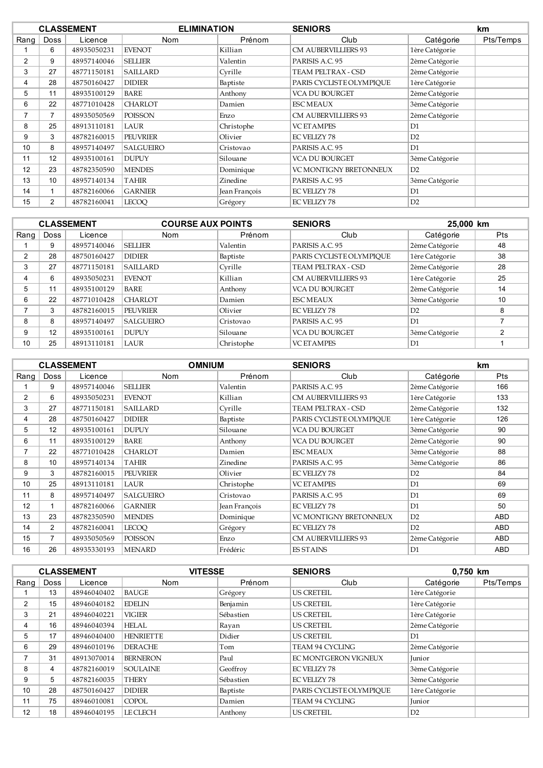| CLASSEMENT | | | ELIMINATION | | SENIORS | | km |
|---|---|---|---|---|---|---|---|
| Rang | Doss | Licence | Nom | Prénom | Club | Catégorie | Pts/Temps |
| 1 | 6 | 48935050231 | EVENOT | Killian | CM AUBERVILLIERS 93 | 1ère Catégorie | |
| 2 | 9 | 48957140046 | SELLIER | Valentin | PARISIS A.C. 95 | 2ème Catégorie | |
| 3 | 27 | 48771150181 | SAILLARD | Cyrille | TEAM PELTRAX - CSD | 2ème Catégorie | |
| 4 | 28 | 48750160427 | DIDIER | Baptiste | PARIS CYCLISTE OLYMPIQUE | 1ère Catégorie | |
| 5 | 11 | 48935100129 | BARE | Anthony | VCA DU BOURGET | 2ème Catégorie | |
| 6 | 22 | 48771010428 | CHARLOT | Damien | ESC MEAUX | 3ème Catégorie | |
| 7 | 7 | 48935050569 | POISSON | Enzo | CM AUBERVILLIERS 93 | 2ème Catégorie | |
| 8 | 25 | 48913110181 | LAUR | Christophe | VC ETAMPES | D1 | |
| 9 | 3 | 48782160015 | PEUVRIER | Olivier | EC VELIZY 78 | D2 | |
| 10 | 8 | 48957140497 | SALGUEIRO | Cristovao | PARISIS A.C. 95 | D1 | |
| 11 | 12 | 48935100161 | DUPUY | Silouane | VCA DU BOURGET | 3ème Catégorie | |
| 12 | 23 | 48782350590 | MENDES | Dominique | VC MONTIGNY BRETONNEUX | D2 | |
| 13 | 10 | 48957140134 | TAHIR | Zinedine | PARISIS A.C. 95 | 3ème Catégorie | |
| 14 | 1 | 48782160066 | GARNIER | Jean François | EC VELIZY 78 | D1 | |
| 15 | 2 | 48782160041 | LECOQ | Grégory | EC VELIZY 78 | D2 | |

| CLASSEMENT | | | COURSE AUX POINTS | | SENIORS | 25,000 km | |
|---|---|---|---|---|---|---|---|
| Rang | Doss | Licence | Nom | Prénom | Club | Catégorie | Pts |
| 1 | 9 | 48957140046 | SELLIER | Valentin | PARISIS A.C. 95 | 2ème Catégorie | 48 |
| 2 | 28 | 48750160427 | DIDIER | Baptiste | PARIS CYCLISTE OLYMPIQUE | 1ère Catégorie | 38 |
| 3 | 27 | 48771150181 | SAILLARD | Cyrille | TEAM PELTRAX - CSD | 2ème Catégorie | 28 |
| 4 | 6 | 48935050231 | EVENOT | Killian | CM AUBERVILLIERS 93 | 1ère Catégorie | 25 |
| 5 | 11 | 48935100129 | BARE | Anthony | VCA DU BOURGET | 2ème Catégorie | 14 |
| 6 | 22 | 48771010428 | CHARLOT | Damien | ESC MEAUX | 3ème Catégorie | 10 |
| 7 | 3 | 48782160015 | PEUVRIER | Olivier | EC VELIZY 78 | D2 | 8 |
| 8 | 8 | 48957140497 | SALGUEIRO | Cristovao | PARISIS A.C. 95 | D1 | 7 |
| 9 | 12 | 48935100161 | DUPUY | Silouane | VCA DU BOURGET | 3ème Catégorie | 2 |
| 10 | 25 | 48913110181 | LAUR | Christophe | VC ETAMPES | D1 | 1 |

| CLASSEMENT | | | OMNIUM | | SENIORS | | km |
|---|---|---|---|---|---|---|---|
| Rang | Doss | Licence | Nom | Prénom | Club | Catégorie | Pts |
| 1 | 9 | 48957140046 | SELLIER | Valentin | PARISIS A.C. 95 | 2ème Catégorie | 166 |
| 2 | 6 | 48935050231 | EVENOT | Killian | CM AUBERVILLIERS 93 | 1ère Catégorie | 133 |
| 3 | 27 | 48771150181 | SAILLARD | Cyrille | TEAM PELTRAX - CSD | 2ème Catégorie | 132 |
| 4 | 28 | 48750160427 | DIDIER | Baptiste | PARIS CYCLISTE OLYMPIQUE | 1ère Catégorie | 126 |
| 5 | 12 | 48935100161 | DUPUY | Silouane | VCA DU BOURGET | 3ème Catégorie | 90 |
| 6 | 11 | 48935100129 | BARE | Anthony | VCA DU BOURGET | 2ème Catégorie | 90 |
| 7 | 22 | 48771010428 | CHARLOT | Damien | ESC MEAUX | 3ème Catégorie | 88 |
| 8 | 10 | 48957140134 | TAHIR | Zinedine | PARISIS A.C. 95 | 3ème Catégorie | 86 |
| 9 | 3 | 48782160015 | PEUVRIER | Olivier | EC VELIZY 78 | D2 | 84 |
| 10 | 25 | 48913110181 | LAUR | Christophe | VC ETAMPES | D1 | 69 |
| 11 | 8 | 48957140497 | SALGUEIRO | Cristovao | PARISIS A.C. 95 | D1 | 69 |
| 12 | 1 | 48782160066 | GARNIER | Jean François | EC VELIZY 78 | D1 | 50 |
| 13 | 23 | 48782350590 | MENDES | Dominique | VC MONTIGNY BRETONNEUX | D2 | ABD |
| 14 | 2 | 48782160041 | LECOQ | Grégory | EC VELIZY 78 | D2 | ABD |
| 15 | 7 | 48935050569 | POISSON | Enzo | CM AUBERVILLIERS 93 | 2ème Catégorie | ABD |
| 16 | 26 | 48935330193 | MENARD | Frédéric | ES STAINS | D1 | ABD |

| CLASSEMENT | | | VITESSE | | SENIORS | 0,750 km | |
|---|---|---|---|---|---|---|---|
| Rang | Doss | Licence | Nom | Prénom | Club | Catégorie | Pts/Temps |
| 1 | 13 | 48946040402 | BAUGE | Grégory | US CRETEIL | 1ère Catégorie | |
| 2 | 15 | 48946040182 | EDELIN | Benjamin | US CRETEIL | 1ère Catégorie | |
| 3 | 21 | 48946040221 | VIGIER | Sébastien | US CRETEIL | 1ère Catégorie | |
| 4 | 16 | 48946040394 | HELAL | Rayan | US CRETEIL | 2ème Catégorie | |
| 5 | 17 | 48946040400 | HENRIETTE | Didier | US CRETEIL | D1 | |
| 6 | 29 | 48946010196 | DERACHE | Tom | TEAM 94 CYCLING | 2ème Catégorie | |
| 7 | 31 | 48913070014 | BERNERON | Paul | EC MONTGERON VIGNEUX | Junior | |
| 8 | 4 | 48782160019 | SOULAINE | Geoffroy | EC VELIZY 78 | 3ème Catégorie | |
| 9 | 5 | 48782160035 | THERY | Sébastien | EC VELIZY 78 | 3ème Catégorie | |
| 10 | 28 | 48750160427 | DIDIER | Baptiste | PARIS CYCLISTE OLYMPIQUE | 1ère Catégorie | |
| 11 | 75 | 48946010081 | COPOL | Damien | TEAM 94 CYCLING | Junior | |
| 12 | 18 | 48946040195 | LE CLECH | Anthony | US CRETEIL | D2 | |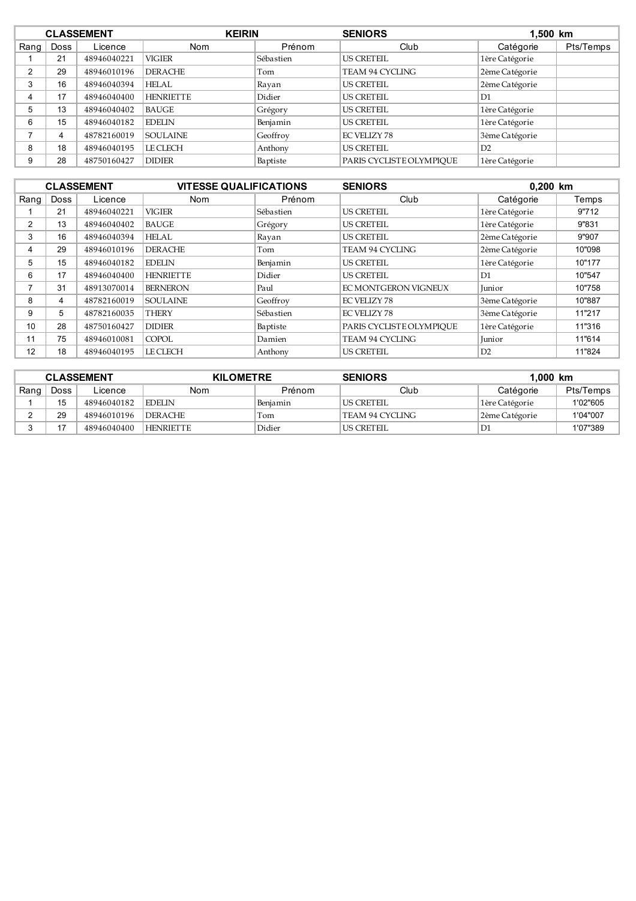| CLASSEMENT | | | KEIRIN | | SENIORS | | 1,500 km |
|---|---|---|---|---|---|---|---|
| Rang | Doss | Licence | Nom | Prénom | Club | Catégorie | Pts/Temps |
| 1 | 21 | 48946040221 | VIGIER | Sébastien | US CRETEIL | 1ère Catégorie | |
| 2 | 29 | 48946010196 | DERACHE | Tom | TEAM 94 CYCLING | 2ème Catégorie | |
| 3 | 16 | 48946040394 | HELAL | Rayan | US CRETEIL | 2ème Catégorie | |
| 4 | 17 | 48946040400 | HENRIETTE | Didier | US CRETEIL | D1 | |
| 5 | 13 | 48946040402 | BAUGE | Grégory | US CRETEIL | 1ère Catégorie | |
| 6 | 15 | 48946040182 | EDELIN | Benjamin | US CRETEIL | 1ère Catégorie | |
| 7 | 4 | 48782160019 | SOULAINE | Geoffroy | EC VELIZY 78 | 3ème Catégorie | |
| 8 | 18 | 48946040195 | LE CLECH | Anthony | US CRETEIL | D2 | |
| 9 | 28 | 48750160427 | DIDIER | Baptiste | PARIS CYCLISTE OLYMPIQUE | 1ère Catégorie | |

| CLASSEMENT | | | VITESSE QUALIFICATIONS | | SENIORS | | 0,200 km |
|---|---|---|---|---|---|---|---|
| Rang | Doss | Licence | Nom | Prénom | Club | Catégorie | Temps |
| 1 | 21 | 48946040221 | VIGIER | Sébastien | US CRETEIL | 1ère Catégorie | 9"712 |
| 2 | 13 | 48946040402 | BAUGE | Grégory | US CRETEIL | 1ère Catégorie | 9"831 |
| 3 | 16 | 48946040394 | HELAL | Rayan | US CRETEIL | 2ème Catégorie | 9"907 |
| 4 | 29 | 48946010196 | DERACHE | Tom | TEAM 94 CYCLING | 2ème Catégorie | 10"098 |
| 5 | 15 | 48946040182 | EDELIN | Benjamin | US CRETEIL | 1ère Catégorie | 10"177 |
| 6 | 17 | 48946040400 | HENRIETTE | Didier | US CRETEIL | D1 | 10"547 |
| 7 | 31 | 48913070014 | BERNERON | Paul | EC MONTGERON VIGNEUX | Junior | 10"758 |
| 8 | 4 | 48782160019 | SOULAINE | Geoffroy | EC VELIZY 78 | 3ème Catégorie | 10"887 |
| 9 | 5 | 48782160035 | THERY | Sébastien | EC VELIZY 78 | 3ème Catégorie | 11"217 |
| 10 | 28 | 48750160427 | DIDIER | Baptiste | PARIS CYCLISTE OLYMPIQUE | 1ère Catégorie | 11"316 |
| 11 | 75 | 48946010081 | COPOL | Damien | TEAM 94 CYCLING | Junior | 11"614 |
| 12 | 18 | 48946040195 | LE CLECH | Anthony | US CRETEIL | D2 | 11"824 |

| CLASSEMENT | | | KILOMETRE | | SENIORS | | 1,000 km |
|---|---|---|---|---|---|---|---|
| Rang | Doss | Licence | Nom | Prénom | Club | Catégorie | Pts/Temps |
| 1 | 15 | 48946040182 | EDELIN | Benjamin | US CRETEIL | 1ère Catégorie | 1'02"605 |
| 2 | 29 | 48946010196 | DERACHE | Tom | TEAM 94 CYCLING | 2ème Catégorie | 1'04"007 |
| 3 | 17 | 48946040400 | HENRIETTE | Didier | US CRETEIL | D1 | 1'07"389 |